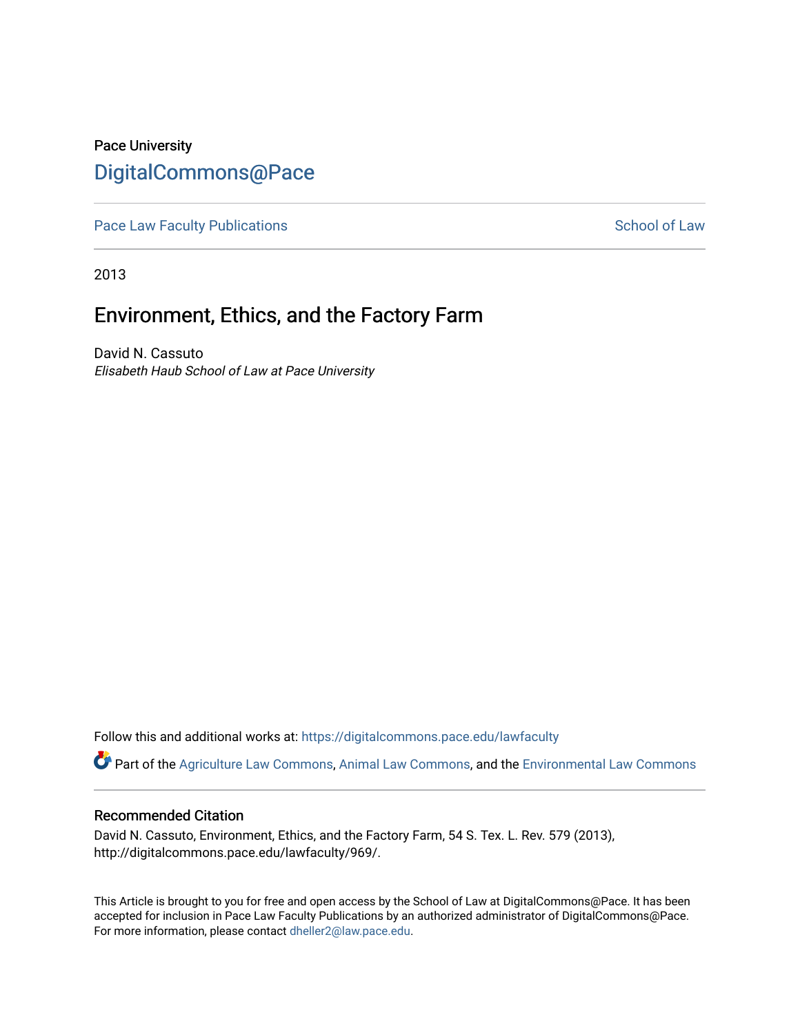Pace University

# DigitalCommons@Pace

Pace Law Faculty Publications | School of Law

2013

## Environment, Ethics, and the Factory Farm

David N. Cassuto

*Elisabeth Haub School of Law at Pace University*

Follow this and additional works at: https://digitalcommons.pace.edu/lawfaculty

Part of the Agriculture Law Commons, Animal Law Commons, and the Environmental Law Commons

### Recommended Citation

David N. Cassuto, Environment, Ethics, and the Factory Farm, 54 S. Tex. L. Rev. 579 (2013), http://digitalcommons.pace.edu/lawfaculty/969/.

This Article is brought to you for free and open access by the School of Law at DigitalCommons@Pace. It has been accepted for inclusion in Pace Law Faculty Publications by an authorized administrator of DigitalCommons@Pace. For more information, please contact dheller2@law.pace.edu.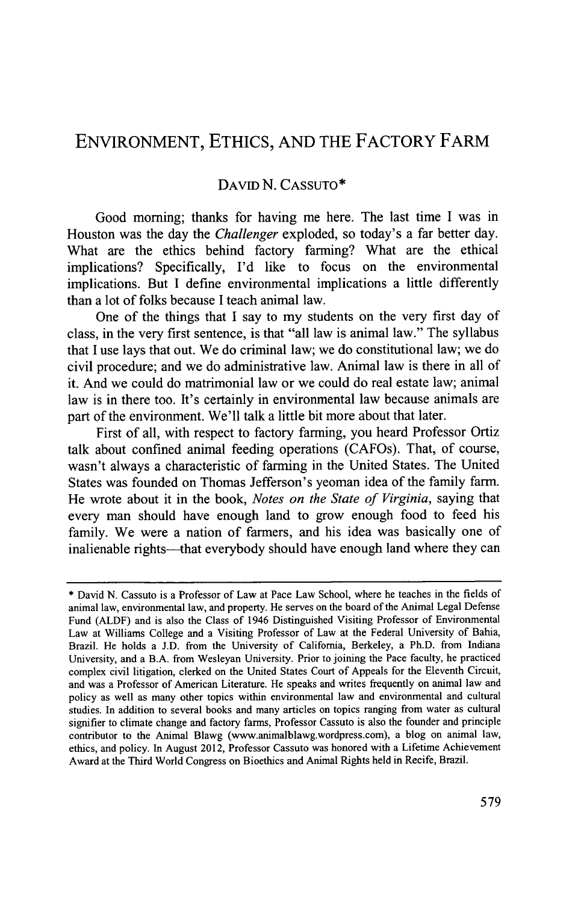# ENVIRONMENT, ETHICS, AND THE FACTORY FARM

DAVID N. CASSUTO*

Good morning; thanks for having me here. The last time I was in Houston was the day the *Challenger* exploded, so today's a far better day. What are the ethics behind factory farming? What are the ethical implications? Specifically, I'd like to focus on the environmental implications. But I define environmental implications a little differently than a lot of folks because I teach animal law.

One of the things that I say to my students on the very first day of class, in the very first sentence, is that "all law is animal law." The syllabus that I use lays that out. We do criminal law; we do constitutional law; we do civil procedure; and we do administrative law. Animal law is there in all of it. And we could do matrimonial law or we could do real estate law; animal law is in there too. It's certainly in environmental law because animals are part of the environment. We'll talk a little bit more about that later.

First of all, with respect to factory farming, you heard Professor Ortiz talk about confined animal feeding operations (CAFOs). That, of course, wasn't always a characteristic of farming in the United States. The United States was founded on Thomas Jefferson's yeoman idea of the family farm. He wrote about it in the book, *Notes on the State of Virginia*, saying that every man should have enough land to grow enough food to feed his family. We were a nation of farmers, and his idea was basically one of inalienable rights—that everybody should have enough land where they can

---

\* David N. Cassuto is a Professor of Law at Pace Law School, where he teaches in the fields of animal law, environmental law, and property. He serves on the board of the Animal Legal Defense Fund (ALDF) and is also the Class of 1946 Distinguished Visiting Professor of Environmental Law at Williams College and a Visiting Professor of Law at the Federal University of Bahia, Brazil. He holds a J.D. from the University of California, Berkeley, a Ph.D. from Indiana University, and a B.A. from Wesleyan University. Prior to joining the Pace faculty, he practiced complex civil litigation, clerked on the United States Court of Appeals for the Eleventh Circuit, and was a Professor of American Literature. He speaks and writes frequently on animal law and policy as well as many other topics within environmental law and environmental and cultural studies. In addition to several books and many articles on topics ranging from water as cultural signifier to climate change and factory farms, Professor Cassuto is also the founder and principle contributor to the Animal Blawg (www.animalblawg.wordpress.com), a blog on animal law, ethics, and policy. In August 2012, Professor Cassuto was honored with a Lifetime Achievement Award at the Third World Congress on Bioethics and Animal Rights held in Recife, Brazil.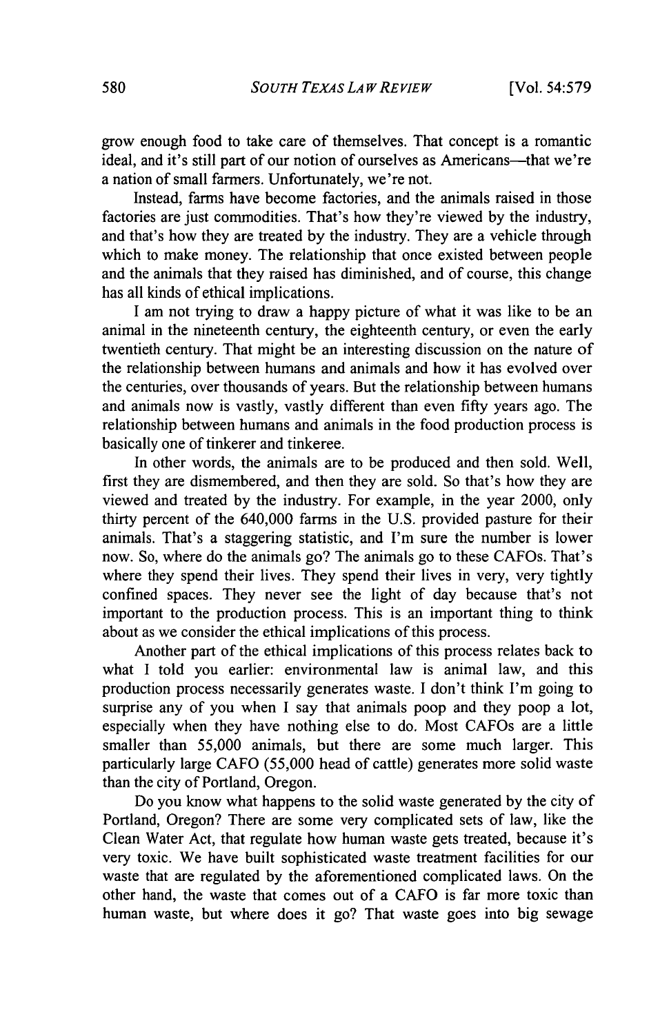grow enough food to take care of themselves. That concept is a romantic ideal, and it's still part of our notion of ourselves as Americans—that we're a nation of small farmers. Unfortunately, we're not.

Instead, farms have become factories, and the animals raised in those factories are just commodities. That's how they're viewed by the industry, and that's how they are treated by the industry. They are a vehicle through which to make money. The relationship that once existed between people and the animals that they raised has diminished, and of course, this change has all kinds of ethical implications.

I am not trying to draw a happy picture of what it was like to be an animal in the nineteenth century, the eighteenth century, or even the early twentieth century. That might be an interesting discussion on the nature of the relationship between humans and animals and how it has evolved over the centuries, over thousands of years. But the relationship between humans and animals now is vastly, vastly different than even fifty years ago. The relationship between humans and animals in the food production process is basically one of tinkerer and tinkeree.

In other words, the animals are to be produced and then sold. Well, first they are dismembered, and then they are sold. So that's how they are viewed and treated by the industry. For example, in the year 2000, only thirty percent of the 640,000 farms in the U.S. provided pasture for their animals. That's a staggering statistic, and I'm sure the number is lower now. So, where do the animals go? The animals go to these CAFOs. That's where they spend their lives. They spend their lives in very, very tightly confined spaces. They never see the light of day because that's not important to the production process. This is an important thing to think about as we consider the ethical implications of this process.

Another part of the ethical implications of this process relates back to what I told you earlier: environmental law is animal law, and this production process necessarily generates waste. I don't think I'm going to surprise any of you when I say that animals poop and they poop a lot, especially when they have nothing else to do. Most CAFOs are a little smaller than 55,000 animals, but there are some much larger. This particularly large CAFO (55,000 head of cattle) generates more solid waste than the city of Portland, Oregon.

Do you know what happens to the solid waste generated by the city of Portland, Oregon? There are some very complicated sets of law, like the Clean Water Act, that regulate how human waste gets treated, because it's very toxic. We have built sophisticated waste treatment facilities for our waste that are regulated by the aforementioned complicated laws. On the other hand, the waste that comes out of a CAFO is far more toxic than human waste, but where does it go? That waste goes into big sewage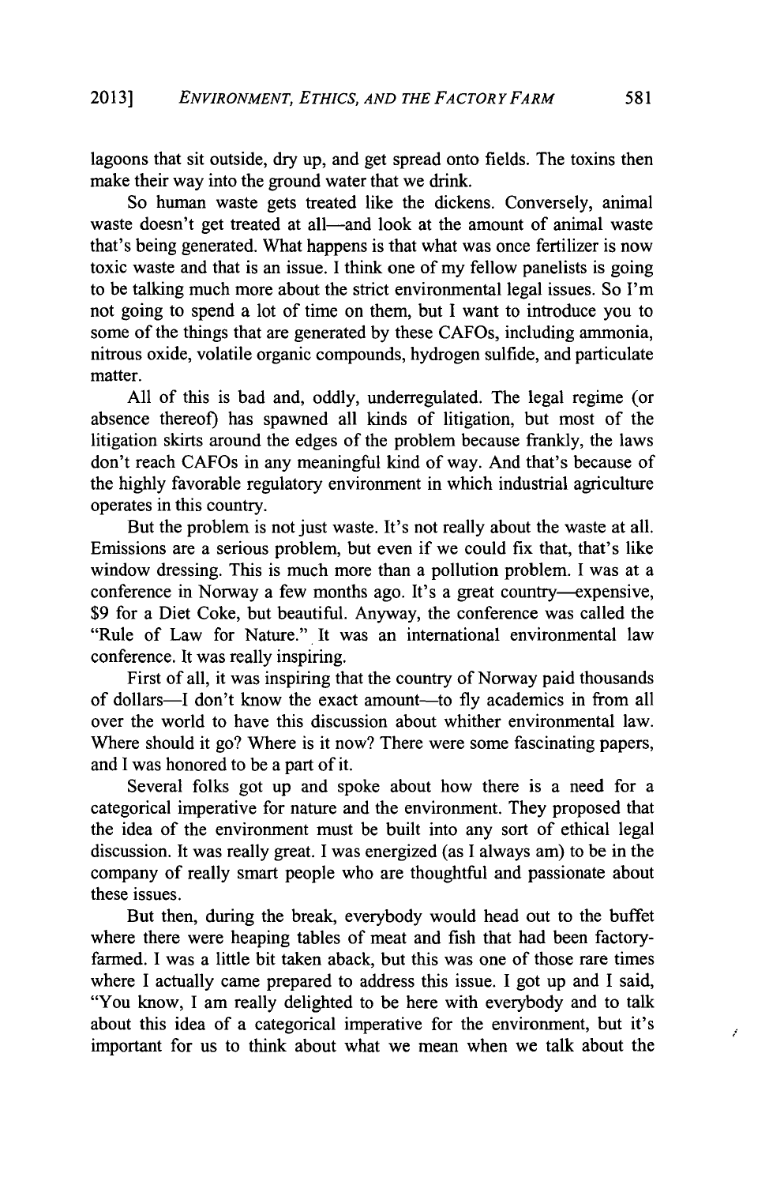lagoons that sit outside, dry up, and get spread onto fields. The toxins then make their way into the ground water that we drink.

So human waste gets treated like the dickens. Conversely, animal waste doesn't get treated at all—and look at the amount of animal waste that's being generated. What happens is that what was once fertilizer is now toxic waste and that is an issue. I think one of my fellow panelists is going to be talking much more about the strict environmental legal issues. So I'm not going to spend a lot of time on them, but I want to introduce you to some of the things that are generated by these CAFOs, including ammonia, nitrous oxide, volatile organic compounds, hydrogen sulfide, and particulate matter.

All of this is bad and, oddly, underregulated. The legal regime (or absence thereof) has spawned all kinds of litigation, but most of the litigation skirts around the edges of the problem because frankly, the laws don't reach CAFOs in any meaningful kind of way. And that's because of the highly favorable regulatory environment in which industrial agriculture operates in this country.

But the problem is not just waste. It's not really about the waste at all. Emissions are a serious problem, but even if we could fix that, that's like window dressing. This is much more than a pollution problem. I was at a conference in Norway a few months ago. It's a great country—expensive, $9 for a Diet Coke, but beautiful. Anyway, the conference was called the "Rule of Law for Nature." It was an international environmental law conference. It was really inspiring.

First of all, it was inspiring that the country of Norway paid thousands of dollars—I don't know the exact amount—to fly academics in from all over the world to have this discussion about whither environmental law. Where should it go? Where is it now? There were some fascinating papers, and I was honored to be a part of it.

Several folks got up and spoke about how there is a need for a categorical imperative for nature and the environment. They proposed that the idea of the environment must be built into any sort of ethical legal discussion. It was really great. I was energized (as I always am) to be in the company of really smart people who are thoughtful and passionate about these issues.

But then, during the break, everybody would head out to the buffet where there were heaping tables of meat and fish that had been factory-farmed. I was a little bit taken aback, but this was one of those rare times where I actually came prepared to address this issue. I got up and I said, "You know, I am really delighted to be here with everybody and to talk about this idea of a categorical imperative for the environment, but it's important for us to think about what we mean when we talk about the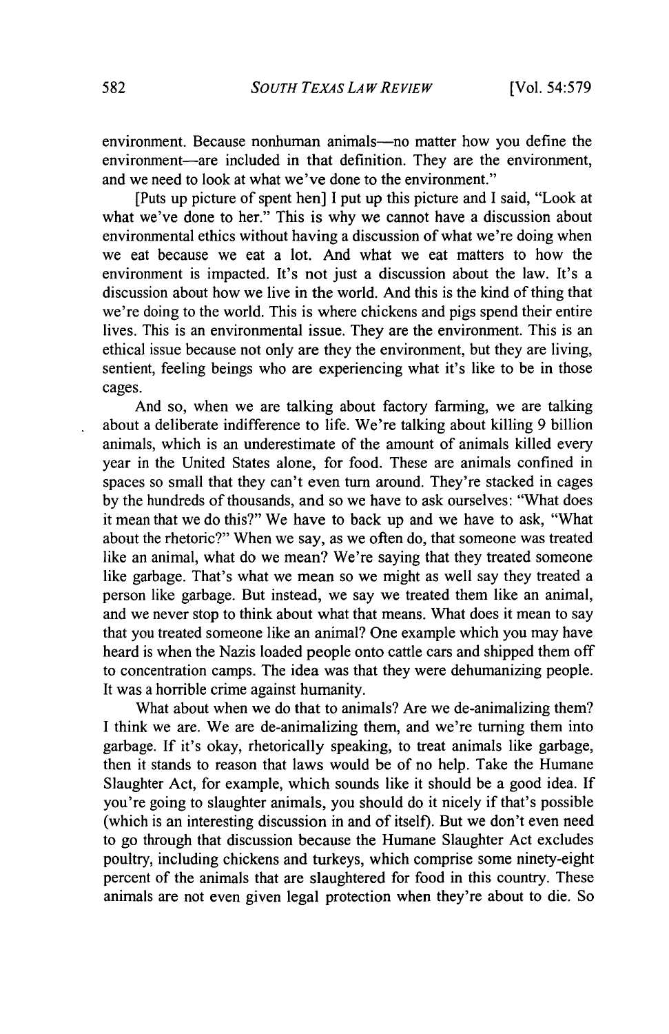environment. Because nonhuman animals—no matter how you define the environment—are included in that definition. They are the environment, and we need to look at what we've done to the environment."

[Puts up picture of spent hen] I put up this picture and I said, "Look at what we've done to her." This is why we cannot have a discussion about environmental ethics without having a discussion of what we're doing when we eat because we eat a lot. And what we eat matters to how the environment is impacted. It's not just a discussion about the law. It's a discussion about how we live in the world. And this is the kind of thing that we're doing to the world. This is where chickens and pigs spend their entire lives. This is an environmental issue. They are the environment. This is an ethical issue because not only are they the environment, but they are living, sentient, feeling beings who are experiencing what it's like to be in those cages.

And so, when we are talking about factory farming, we are talking about a deliberate indifference to life. We're talking about killing 9 billion animals, which is an underestimate of the amount of animals killed every year in the United States alone, for food. These are animals confined in spaces so small that they can't even turn around. They're stacked in cages by the hundreds of thousands, and so we have to ask ourselves: "What does it mean that we do this?" We have to back up and we have to ask, "What about the rhetoric?" When we say, as we often do, that someone was treated like an animal, what do we mean? We're saying that they treated someone like garbage. That's what we mean so we might as well say they treated a person like garbage. But instead, we say we treated them like an animal, and we never stop to think about what that means. What does it mean to say that you treated someone like an animal? One example which you may have heard is when the Nazis loaded people onto cattle cars and shipped them off to concentration camps. The idea was that they were dehumanizing people. It was a horrible crime against humanity.

What about when we do that to animals? Are we de-animalizing them? I think we are. We are de-animalizing them, and we're turning them into garbage. If it's okay, rhetorically speaking, to treat animals like garbage, then it stands to reason that laws would be of no help. Take the Humane Slaughter Act, for example, which sounds like it should be a good idea. If you're going to slaughter animals, you should do it nicely if that's possible (which is an interesting discussion in and of itself). But we don't even need to go through that discussion because the Humane Slaughter Act excludes poultry, including chickens and turkeys, which comprise some ninety-eight percent of the animals that are slaughtered for food in this country. These animals are not even given legal protection when they're about to die. So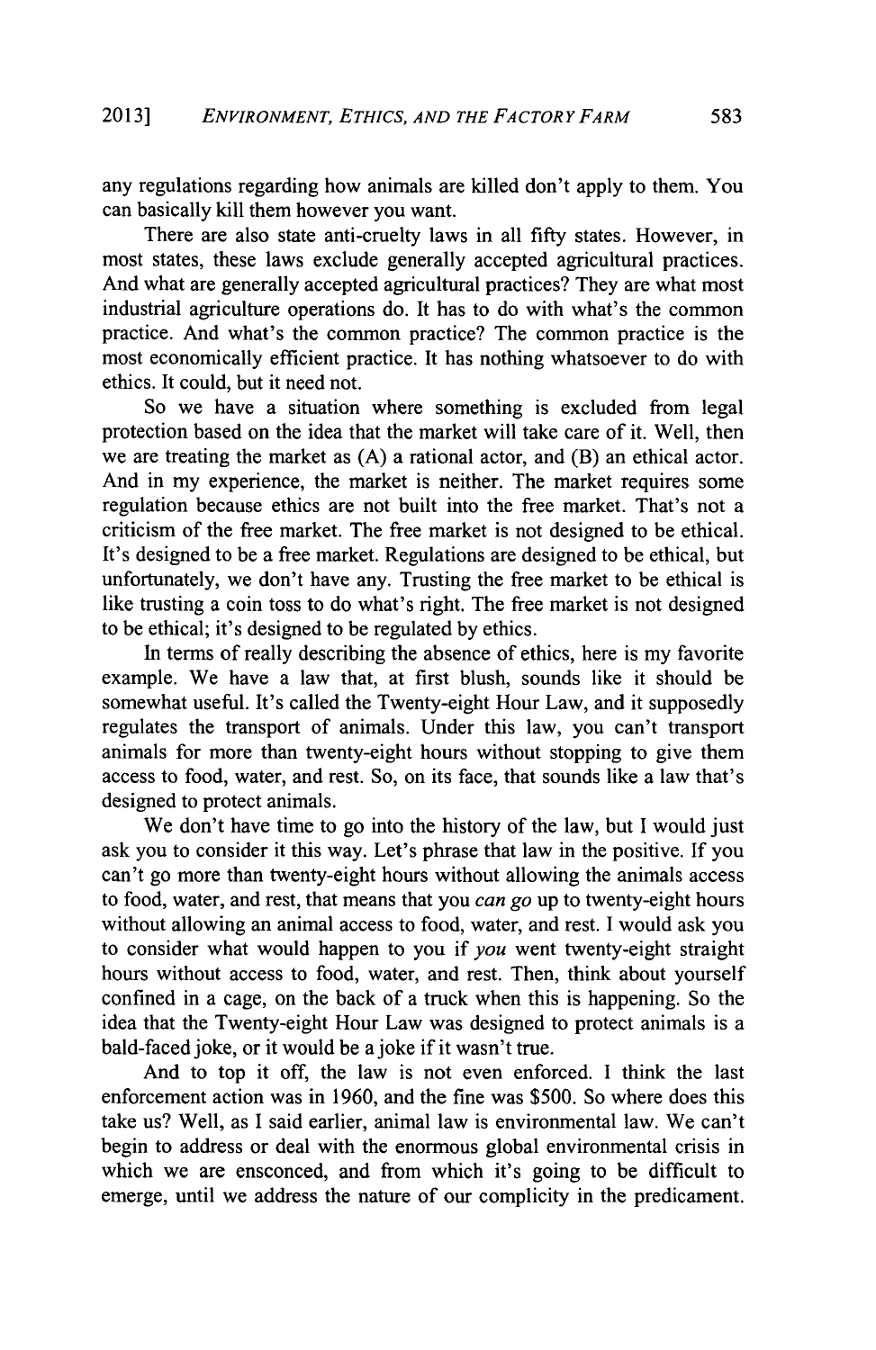any regulations regarding how animals are killed don't apply to them. You can basically kill them however you want.

There are also state anti-cruelty laws in all fifty states. However, in most states, these laws exclude generally accepted agricultural practices. And what are generally accepted agricultural practices? They are what most industrial agriculture operations do. It has to do with what's the common practice. And what's the common practice? The common practice is the most economically efficient practice. It has nothing whatsoever to do with ethics. It could, but it need not.

So we have a situation where something is excluded from legal protection based on the idea that the market will take care of it. Well, then we are treating the market as (A) a rational actor, and (B) an ethical actor. And in my experience, the market is neither. The market requires some regulation because ethics are not built into the free market. That's not a criticism of the free market. The free market is not designed to be ethical. It's designed to be a free market. Regulations are designed to be ethical, but unfortunately, we don't have any. Trusting the free market to be ethical is like trusting a coin toss to do what's right. The free market is not designed to be ethical; it's designed to be regulated by ethics.

In terms of really describing the absence of ethics, here is my favorite example. We have a law that, at first blush, sounds like it should be somewhat useful. It's called the Twenty-eight Hour Law, and it supposedly regulates the transport of animals. Under this law, you can't transport animals for more than twenty-eight hours without stopping to give them access to food, water, and rest. So, on its face, that sounds like a law that's designed to protect animals.

We don't have time to go into the history of the law, but I would just ask you to consider it this way. Let's phrase that law in the positive. If you can't go more than twenty-eight hours without allowing the animals access to food, water, and rest, that means that you *can go* up to twenty-eight hours without allowing an animal access to food, water, and rest. I would ask you to consider what would happen to you if *you* went twenty-eight straight hours without access to food, water, and rest. Then, think about yourself confined in a cage, on the back of a truck when this is happening. So the idea that the Twenty-eight Hour Law was designed to protect animals is a bald-faced joke, or it would be a joke if it wasn't true.

And to top it off, the law is not even enforced. I think the last enforcement action was in 1960, and the fine was $500. So where does this take us? Well, as I said earlier, animal law is environmental law. We can't begin to address or deal with the enormous global environmental crisis in which we are ensconced, and from which it's going to be difficult to emerge, until we address the nature of our complicity in the predicament.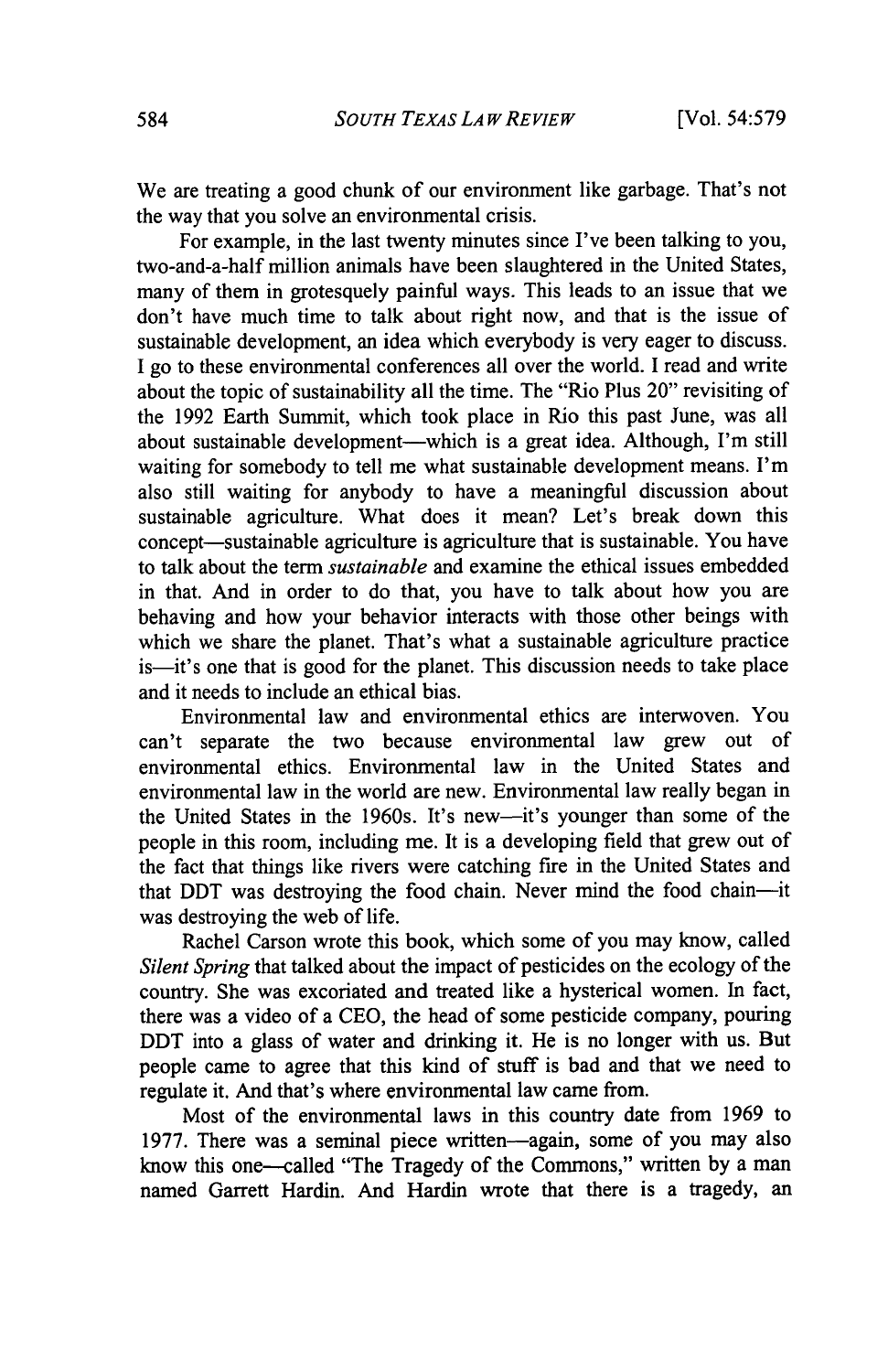We are treating a good chunk of our environment like garbage. That's not the way that you solve an environmental crisis.

For example, in the last twenty minutes since I've been talking to you, two-and-a-half million animals have been slaughtered in the United States, many of them in grotesquely painful ways. This leads to an issue that we don't have much time to talk about right now, and that is the issue of sustainable development, an idea which everybody is very eager to discuss. I go to these environmental conferences all over the world. I read and write about the topic of sustainability all the time. The "Rio Plus 20" revisiting of the 1992 Earth Summit, which took place in Rio this past June, was all about sustainable development—which is a great idea. Although, I'm still waiting for somebody to tell me what sustainable development means. I'm also still waiting for anybody to have a meaningful discussion about sustainable agriculture. What does it mean? Let's break down this concept—sustainable agriculture is agriculture that is sustainable. You have to talk about the term *sustainable* and examine the ethical issues embedded in that. And in order to do that, you have to talk about how you are behaving and how your behavior interacts with those other beings with which we share the planet. That's what a sustainable agriculture practice is—it's one that is good for the planet. This discussion needs to take place and it needs to include an ethical bias.

Environmental law and environmental ethics are interwoven. You can't separate the two because environmental law grew out of environmental ethics. Environmental law in the United States and environmental law in the world are new. Environmental law really began in the United States in the 1960s. It's new—it's younger than some of the people in this room, including me. It is a developing field that grew out of the fact that things like rivers were catching fire in the United States and that DDT was destroying the food chain. Never mind the food chain—it was destroying the web of life.

Rachel Carson wrote this book, which some of you may know, called *Silent Spring* that talked about the impact of pesticides on the ecology of the country. She was excoriated and treated like a hysterical women. In fact, there was a video of a CEO, the head of some pesticide company, pouring DDT into a glass of water and drinking it. He is no longer with us. But people came to agree that this kind of stuff is bad and that we need to regulate it. And that's where environmental law came from.

Most of the environmental laws in this country date from 1969 to 1977. There was a seminal piece written—again, some of you may also know this one—called "The Tragedy of the Commons," written by a man named Garrett Hardin. And Hardin wrote that there is a tragedy, an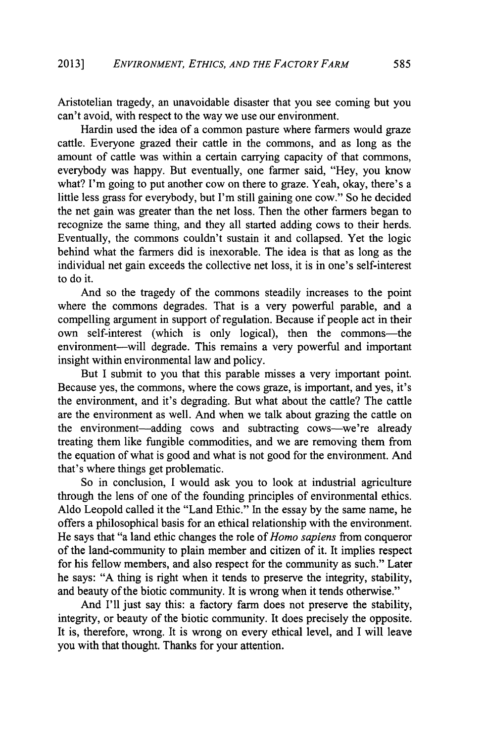Aristotelian tragedy, an unavoidable disaster that you see coming but you can't avoid, with respect to the way we use our environment.

Hardin used the idea of a common pasture where farmers would graze cattle. Everyone grazed their cattle in the commons, and as long as the amount of cattle was within a certain carrying capacity of that commons, everybody was happy. But eventually, one farmer said, "Hey, you know what? I'm going to put another cow on there to graze. Yeah, okay, there's a little less grass for everybody, but I'm still gaining one cow." So he decided the net gain was greater than the net loss. Then the other farmers began to recognize the same thing, and they all started adding cows to their herds. Eventually, the commons couldn't sustain it and collapsed. Yet the logic behind what the farmers did is inexorable. The idea is that as long as the individual net gain exceeds the collective net loss, it is in one's self-interest to do it.

And so the tragedy of the commons steadily increases to the point where the commons degrades. That is a very powerful parable, and a compelling argument in support of regulation. Because if people act in their own self-interest (which is only logical), then the commons—the environment—will degrade. This remains a very powerful and important insight within environmental law and policy.

But I submit to you that this parable misses a very important point. Because yes, the commons, where the cows graze, is important, and yes, it's the environment, and it's degrading. But what about the cattle? The cattle are the environment as well. And when we talk about grazing the cattle on the environment—adding cows and subtracting cows—we're already treating them like fungible commodities, and we are removing them from the equation of what is good and what is not good for the environment. And that's where things get problematic.

So in conclusion, I would ask you to look at industrial agriculture through the lens of one of the founding principles of environmental ethics. Aldo Leopold called it the "Land Ethic." In the essay by the same name, he offers a philosophical basis for an ethical relationship with the environment. He says that "a land ethic changes the role of *Homo sapiens* from conqueror of the land-community to plain member and citizen of it. It implies respect for his fellow members, and also respect for the community as such." Later he says: "A thing is right when it tends to preserve the integrity, stability, and beauty of the biotic community. It is wrong when it tends otherwise."

And I'll just say this: a factory farm does not preserve the stability, integrity, or beauty of the biotic community. It does precisely the opposite. It is, therefore, wrong. It is wrong on every ethical level, and I will leave you with that thought. Thanks for your attention.